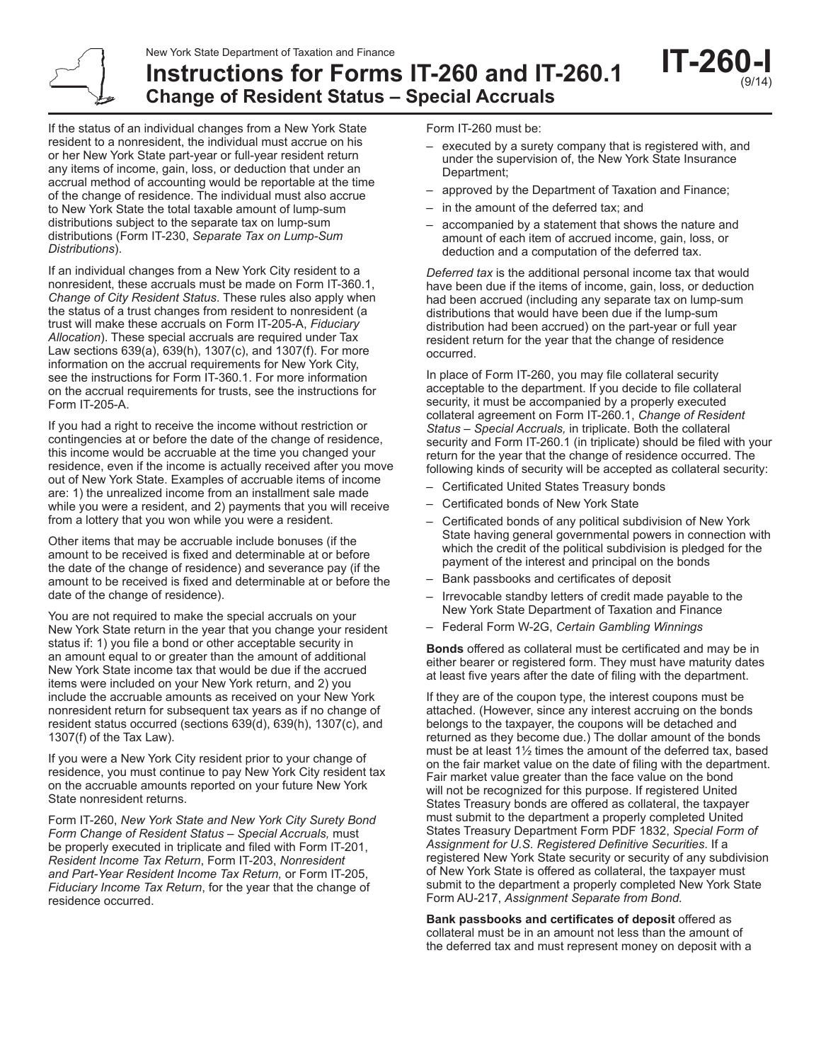New York State Department of Taxation and Finance

# Instructions for Forms IT-260 and IT-260.1

## Change of Resident Status – Special Accruals

**IT-260-I** (9/14)

If the status of an individual changes from a New York State resident to a nonresident, the individual must accrue on his or her New York State part-year or full-year resident return any items of income, gain, loss, or deduction that under an accrual method of accounting would be reportable at the time of the change of residence. The individual must also accrue to New York State the total taxable amount of lump-sum distributions subject to the separate tax on lump-sum distributions (Form IT-230, *Separate Tax on Lump-Sum Distributions*).

If an individual changes from a New York City resident to a nonresident, these accruals must be made on Form IT-360.1, *Change of City Resident Status*. These rules also apply when the status of a trust changes from resident to nonresident (a trust will make these accruals on Form IT-205-A, *Fiduciary Allocation*). These special accruals are required under Tax Law sections 639(a), 639(h), 1307(c), and 1307(f). For more information on the accrual requirements for New York City, see the instructions for Form IT-360.1. For more information on the accrual requirements for trusts, see the instructions for Form IT-205-A.

If you had a right to receive the income without restriction or contingencies at or before the date of the change of residence, this income would be accruable at the time you changed your residence, even if the income is actually received after you move out of New York State. Examples of accruable items of income are: 1) the unrealized income from an installment sale made while you were a resident, and 2) payments that you will receive from a lottery that you won while you were a resident.

Other items that may be accruable include bonuses (if the amount to be received is fixed and determinable at or before the date of the change of residence) and severance pay (if the amount to be received is fixed and determinable at or before the date of the change of residence).

You are not required to make the special accruals on your New York State return in the year that you change your resident status if: 1) you file a bond or other acceptable security in an amount equal to or greater than the amount of additional New York State income tax that would be due if the accrued items were included on your New York return, and 2) you include the accruable amounts as received on your New York nonresident return for subsequent tax years as if no change of resident status occurred (sections 639(d), 639(h), 1307(c), and 1307(f) of the Tax Law).

If you were a New York City resident prior to your change of residence, you must continue to pay New York City resident tax on the accruable amounts reported on your future New York State nonresident returns.

Form IT-260, *New York State and New York City Surety Bond Form Change of Resident Status – Special Accruals,* must be properly executed in triplicate and filed with Form IT-201, *Resident Income Tax Return*, Form IT-203, *Nonresident and Part-Year Resident Income Tax Return,* or Form IT-205, *Fiduciary Income Tax Return*, for the year that the change of residence occurred.

Form IT-260 must be:

- executed by a surety company that is registered with, and under the supervision of, the New York State Insurance Department;
- approved by the Department of Taxation and Finance;
- in the amount of the deferred tax; and
- accompanied by a statement that shows the nature and amount of each item of accrued income, gain, loss, or deduction and a computation of the deferred tax.

*Deferred tax* is the additional personal income tax that would have been due if the items of income, gain, loss, or deduction had been accrued (including any separate tax on lump-sum distributions that would have been due if the lump-sum distribution had been accrued) on the part-year or full year resident return for the year that the change of residence occurred.

In place of Form IT-260, you may file collateral security acceptable to the department. If you decide to file collateral security, it must be accompanied by a properly executed collateral agreement on Form IT-260.1, *Change of Resident Status – Special Accruals,* in triplicate. Both the collateral security and Form IT-260.1 (in triplicate) should be filed with your return for the year that the change of residence occurred. The following kinds of security will be accepted as collateral security:

- Certificated United States Treasury bonds
- Certificated bonds of New York State
- Certificated bonds of any political subdivision of New York State having general governmental powers in connection with which the credit of the political subdivision is pledged for the payment of the interest and principal on the bonds
- Bank passbooks and certificates of deposit
- Irrevocable standby letters of credit made payable to the New York State Department of Taxation and Finance
- Federal Form W-2G, *Certain Gambling Winnings*

**Bonds** offered as collateral must be certificated and may be in either bearer or registered form. They must have maturity dates at least five years after the date of filing with the department.

If they are of the coupon type, the interest coupons must be attached. (However, since any interest accruing on the bonds belongs to the taxpayer, the coupons will be detached and returned as they become due.) The dollar amount of the bonds must be at least 1½ times the amount of the deferred tax, based on the fair market value on the date of filing with the department. Fair market value greater than the face value on the bond will not be recognized for this purpose. If registered United States Treasury bonds are offered as collateral, the taxpayer must submit to the department a properly completed United States Treasury Department Form PDF 1832, *Special Form of Assignment for U.S. Registered Definitive Securities*. If a registered New York State security or security of any subdivision of New York State is offered as collateral, the taxpayer must submit to the department a properly completed New York State Form AU-217, *Assignment Separate from Bond.*

**Bank passbooks and certificates of deposit** offered as collateral must be in an amount not less than the amount of the deferred tax and must represent money on deposit with a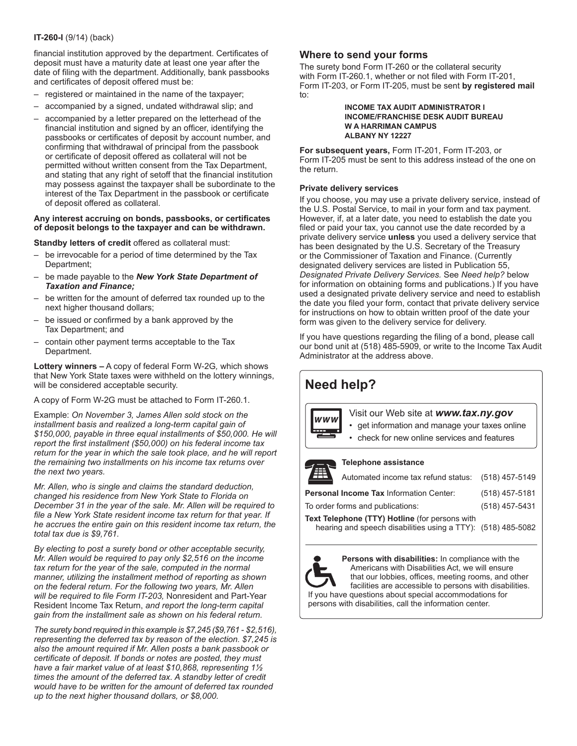financial institution approved by the department. Certificates of deposit must have a maturity date at least one year after the date of filing with the department. Additionally, bank passbooks and certificates of deposit offered must be:

- registered or maintained in the name of the taxpayer;
- accompanied by a signed, undated withdrawal slip; and
- accompanied by a letter prepared on the letterhead of the financial institution and signed by an officer, identifying the passbooks or certificates of deposit by account number, and confirming that withdrawal of principal from the passbook or certificate of deposit offered as collateral will not be permitted without written consent from the Tax Department, and stating that any right of setoff that the financial institution may possess against the taxpayer shall be subordinate to the interest of the Tax Department in the passbook or certificate of deposit offered as collateral.

**Any interest accruing on bonds, passbooks, or certificates of deposit belongs to the taxpayer and can be withdrawn.**

**Standby letters of credit** offered as collateral must:

- be irrevocable for a period of time determined by the Tax Department;
- be made payable to the ***New York State Department of Taxation and Finance;***
- be written for the amount of deferred tax rounded up to the next higher thousand dollars;
- be issued or confirmed by a bank approved by the Tax Department; and
- contain other payment terms acceptable to the Tax Department.

**Lottery winners –** A copy of federal Form W-2G, which shows that New York State taxes were withheld on the lottery winnings, will be considered acceptable security.

A copy of Form W-2G must be attached to Form IT-260.1.

Example: *On November 3, James Allen sold stock on the installment basis and realized a long-term capital gain of $150,000, payable in three equal installments of $50,000. He will report the first installment ($50,000) on his federal income tax return for the year in which the sale took place, and he will report the remaining two installments on his income tax returns over the next two years.*

*Mr. Allen, who is single and claims the standard deduction, changed his residence from New York State to Florida on December 31 in the year of the sale. Mr. Allen will be required to file a New York State resident income tax return for that year. If he accrues the entire gain on this resident income tax return, the total tax due is $9,761.*

*By electing to post a surety bond or other acceptable security, Mr. Allen would be required to pay only $2,516 on the income tax return for the year of the sale, computed in the normal manner, utilizing the installment method of reporting as shown on the federal return. For the following two years, Mr. Allen will be required to file Form IT-203,* Nonresident and Part-Year Resident Income Tax Return, *and report the long-term capital gain from the installment sale as shown on his federal return.*

*The surety bond required in this example is $7,245 ($9,761 - $2,516), representing the deferred tax by reason of the election. $7,245 is also the amount required if Mr. Allen posts a bank passbook or certificate of deposit. If bonds or notes are posted, they must have a fair market value of at least $10,868, representing 1½ times the amount of the deferred tax. A standby letter of credit would have to be written for the amount of deferred tax rounded up to the next higher thousand dollars, or $8,000.*

## Where to send your forms

The surety bond Form IT-260 or the collateral security with Form IT-260.1, whether or not filed with Form IT-201, Form IT-203, or Form IT-205, must be sent **by registered mail** to:

**INCOME TAX AUDIT ADMINISTRATOR I**
**INCOME/FRANCHISE DESK AUDIT BUREAU**
**W A HARRIMAN CAMPUS**
**ALBANY NY 12227**

**For subsequent years,** Form IT-201, Form IT-203, or Form IT-205 must be sent to this address instead of the one on the return.

### Private delivery services

If you choose, you may use a private delivery service, instead of the U.S. Postal Service, to mail in your form and tax payment. However, if, at a later date, you need to establish the date you filed or paid your tax, you cannot use the date recorded by a private delivery service **unless** you used a delivery service that has been designated by the U.S. Secretary of the Treasury or the Commissioner of Taxation and Finance. (Currently designated delivery services are listed in Publication 55, *Designated Private Delivery Services.* See *Need help?* below for information on obtaining forms and publications.) If you have used a designated private delivery service and need to establish the date you filed your form, contact that private delivery service for instructions on how to obtain written proof of the date your form was given to the delivery service for delivery.

If you have questions regarding the filing of a bond, please call our bond unit at (518) 485-5909, or write to the Income Tax Audit Administrator at the address above.

## Need help?

Visit our Web site at ***www.tax.ny.gov***
- get information and manage your taxes online
- check for new online services and features

**Telephone assistance**

| | |
|---|---|
| Automated income tax refund status: | (518) 457-5149 |
| **Personal Income Tax** Information Center: | (518) 457-5181 |
| To order forms and publications: | (518) 457-5431 |
| **Text Telephone (TTY) Hotline** (for persons with hearing and speech disabilities using a TTY): | (518) 485-5082 |

**Persons with disabilities:** In compliance with the Americans with Disabilities Act, we will ensure that our lobbies, offices, meeting rooms, and other facilities are accessible to persons with disabilities. If you have questions about special accommodations for persons with disabilities, call the information center.